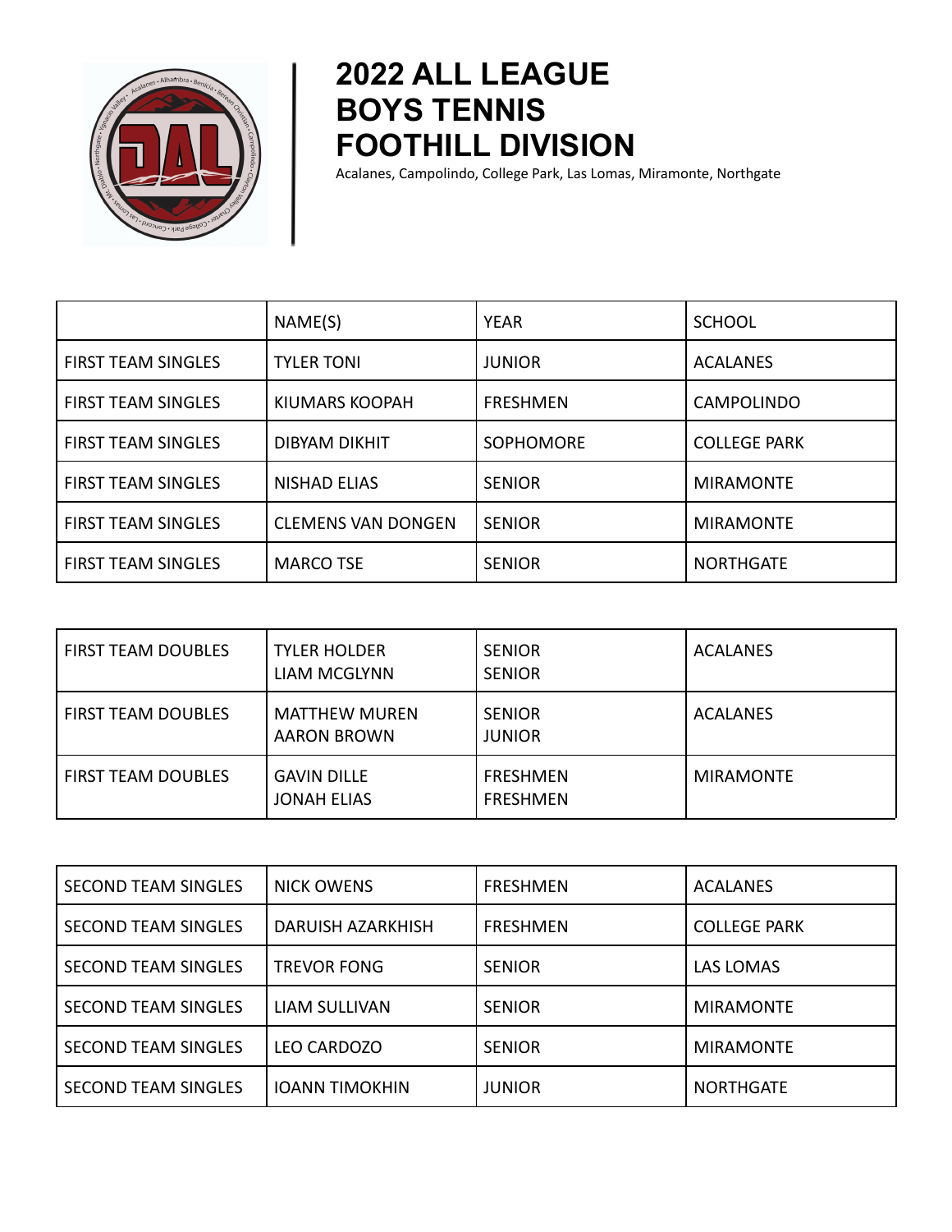# 2022 ALL LEAGUE BOYS TENNIS FOOTHILL DIVISION

Acalanes, Campolindo, College Park, Las Lomas, Miramonte, Northgate

| | NAME(S) | YEAR | SCHOOL |
|---|---|---|---|
| FIRST TEAM SINGLES | TYLER TONI | JUNIOR | ACALANES |
| FIRST TEAM SINGLES | KIUMARS KOOPAH | FRESHMEN | CAMPOLINDO |
| FIRST TEAM SINGLES | DIBYAM DIKHIT | SOPHOMORE | COLLEGE PARK |
| FIRST TEAM SINGLES | NISHAD ELIAS | SENIOR | MIRAMONTE |
| FIRST TEAM SINGLES | CLEMENS VAN DONGEN | SENIOR | MIRAMONTE |
| FIRST TEAM SINGLES | MARCO TSE | SENIOR | NORTHGATE |

| | | | |
|---|---|---|---|
| FIRST TEAM DOUBLES | TYLER HOLDER<br>LIAM MCGLYNN | SENIOR<br>SENIOR | ACALANES |
| FIRST TEAM DOUBLES | MATTHEW MUREN<br>AARON BROWN | SENIOR<br>JUNIOR | ACALANES |
| FIRST TEAM DOUBLES | GAVIN DILLE<br>JONAH ELIAS | FRESHMEN<br>FRESHMEN | MIRAMONTE |

| | | | |
|---|---|---|---|
| SECOND TEAM SINGLES | NICK OWENS | FRESHMEN | ACALANES |
| SECOND TEAM SINGLES | DARUISH AZARKHISH | FRESHMEN | COLLEGE PARK |
| SECOND TEAM SINGLES | TREVOR FONG | SENIOR | LAS LOMAS |
| SECOND TEAM SINGLES | LIAM SULLIVAN | SENIOR | MIRAMONTE |
| SECOND TEAM SINGLES | LEO CARDOZO | SENIOR | MIRAMONTE |
| SECOND TEAM SINGLES | IOANN TIMOKHIN | JUNIOR | NORTHGATE |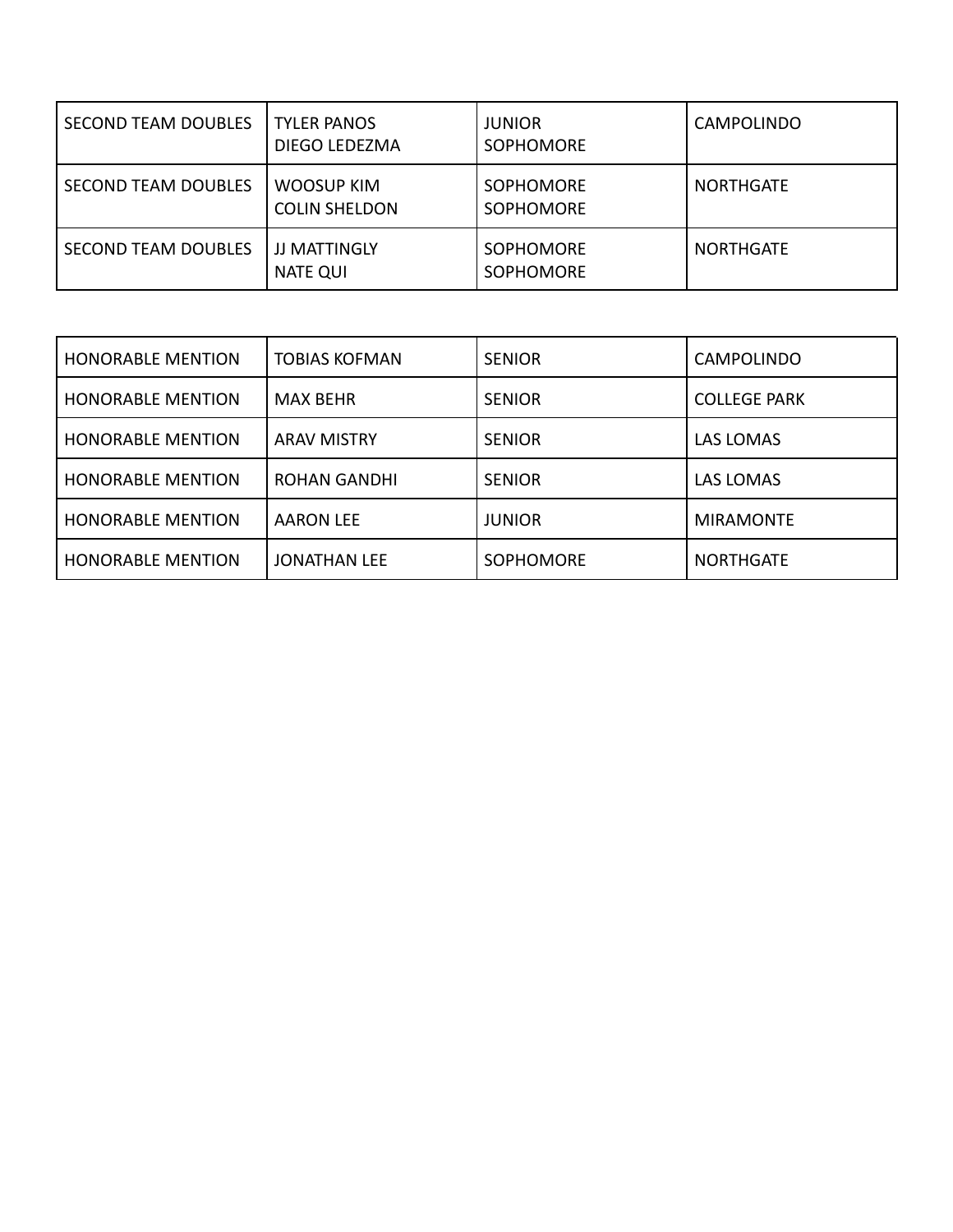| | | | |
|---|---|---|---|
| SECOND TEAM DOUBLES | TYLER PANOS<br>DIEGO LEDEZMA | JUNIOR<br>SOPHOMORE | CAMPOLINDO |
| SECOND TEAM DOUBLES | WOOSUP KIM<br>COLIN SHELDON | SOPHOMORE<br>SOPHOMORE | NORTHGATE |
| SECOND TEAM DOUBLES | JJ MATTINGLY<br>NATE QUI | SOPHOMORE<br>SOPHOMORE | NORTHGATE |

| | | | |
|---|---|---|---|
| HONORABLE MENTION | TOBIAS KOFMAN | SENIOR | CAMPOLINDO |
| HONORABLE MENTION | MAX BEHR | SENIOR | COLLEGE PARK |
| HONORABLE MENTION | ARAV MISTRY | SENIOR | LAS LOMAS |
| HONORABLE MENTION | ROHAN GANDHI | SENIOR | LAS LOMAS |
| HONORABLE MENTION | AARON LEE | JUNIOR | MIRAMONTE |
| HONORABLE MENTION | JONATHAN LEE | SOPHOMORE | NORTHGATE |